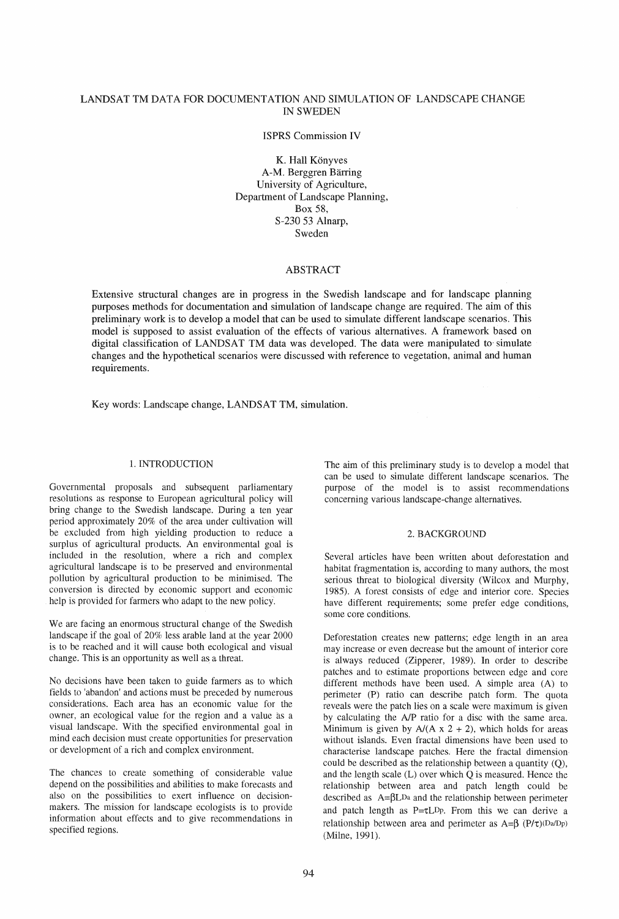# LANDSAT TM DATA FOR DOCUMENTATION AND SIMULATION OF LANDSCAPE CHANGE IN SWEDEN

ISPRS Commission IV

K. Hall Könyves
A-M. Berggren Bärring
University of Agriculture,
Department of Landscape Planning,
Box 58,
S-230 53 Alnarp,
Sweden

## ABSTRACT

Extensive structural changes are in progress in the Swedish landscape and for landscape planning purposes methods for documentation and simulation of landscape change are required. The aim of this preliminary work is to develop a model that can be used to simulate different landscape scenarios. This model is supposed to assist evaluation of the effects of various alternatives. A framework based on digital classification of LANDSAT TM data was developed. The data were manipulated to simulate changes and the hypothetical scenarios were discussed with reference to vegetation, animal and human requirements.

Key words: Landscape change, LANDSAT TM, simulation.

## 1. INTRODUCTION

Governmental proposals and subsequent parliamentary resolutions as response to European agricultural policy will bring change to the Swedish landscape. During a ten year period approximately 20% of the area under cultivation will be excluded from high yielding production to reduce a surplus of agricultural products. An environmental goal is included in the resolution, where a rich and complex agricultural landscape is to be preserved and environmental pollution by agricultural production to be minimised. The conversion is directed by economic support and economic help is provided for farmers who adapt to the new policy.

We are facing an enormous structural change of the Swedish landscape if the goal of 20% less arable land at the year 2000 is to be reached and it will cause both ecological and visual change. This is an opportunity as well as a threat.

No decisions have been taken to guide farmers as to which fields to 'abandon' and actions must be preceded by numerous considerations. Each area has an economic value for the owner, an ecological value for the region and a value as a visual landscape. With the specified environmental goal in mind each decision must create opportunities for preservation or development of a rich and complex environment.

The chances to create something of considerable value depend on the possibilities and abilities to make forecasts and also on the possibilities to exert influence on decision-makers. The mission for landscape ecologists is to provide information about effects and to give recommendations in specified regions.

The aim of this preliminary study is to develop a model that can be used to simulate different landscape scenarios. The purpose of the model is to assist recommendations concerning various landscape-change alternatives.

## 2. BACKGROUND

Several articles have been written about deforestation and habitat fragmentation which is, according to many authors, the most serious threat to biological diversity (Wilcox and Murphy, 1985). A forest consists of edge and interior core. Species have different requirements; some prefer edge conditions, some core conditions.

Deforestation creates new patterns; edge length in an area may increase or even decrease but the amount of interior core is always reduced (Zipperer, 1989). In order to describe patches and to estimate proportions between edge and core different methods have been used. A simple area (A) to perimeter (P) ratio can describe patch form. The quota reveals were the patch lies on a scale were maximum is given by calculating the A/P ratio for a disc with the same area. Minimum is given by $A/(A \times 2 + 2)$, which holds for areas without islands. Even fractal dimensions have been used to characterise landscape patches. Here the fractal dimension could be described as the relationship between a quantity (Q), and the length scale (L) over which Q is measured. Hence the relationship between area and patch length could be described as $A=\beta L^{D_a}$ and the relationship between perimeter and patch length as $P=\tau L^{D_p}$. From this we can derive a relationship between area and perimeter as $A=\beta\,(P/\tau)^{(D_a/D_p)}$ (Milne, 1991).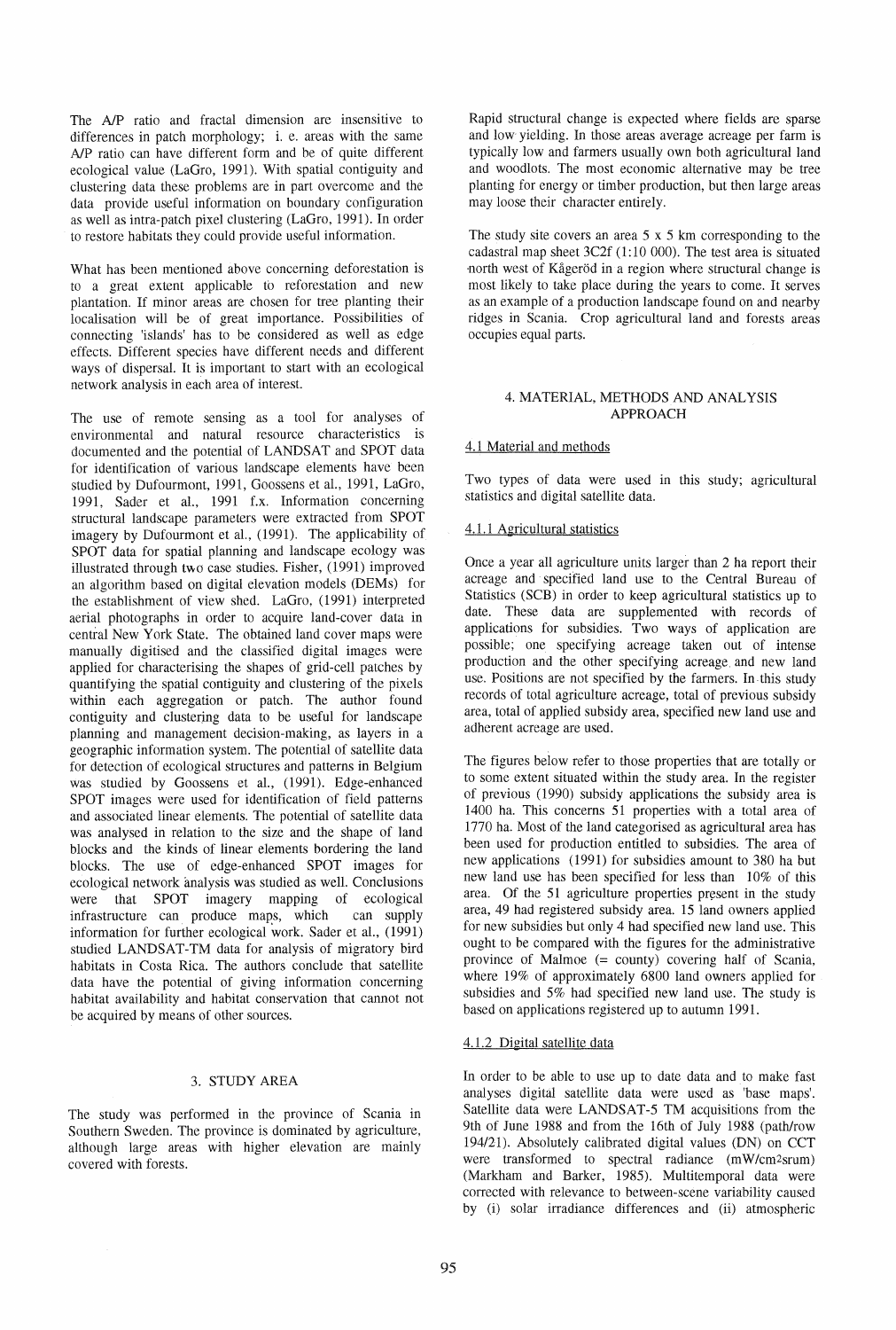The A/P ratio and fractal dimension are insensitive to differences in patch morphology; i. e. areas with the same A/P ratio can have different form and be of quite different ecological value (LaGro, 1991). With spatial contiguity and clustering data these problems are in part overcome and the data provide useful information on boundary configuration as well as intra-patch pixel clustering (LaGro, 1991). In order to restore habitats they could provide useful information.

What has been mentioned above concerning deforestation is to a great extent applicable to reforestation and new plantation. If minor areas are chosen for tree planting their localisation will be of great importance. Possibilities of connecting 'islands' has to be considered as well as edge effects. Different species have different needs and different ways of dispersal. It is important to start with an ecological network analysis in each area of interest.

The use of remote sensing as a tool for analyses of environmental and natural resource characteristics is documented and the potential of LANDSAT and SPOT data for identification of various landscape elements have been studied by Dufourmont, 1991, Goossens et al., 1991, LaGro, 1991, Sader et al., 1991 f.x. Information concerning structural landscape parameters were extracted from SPOT imagery by Dufourmont et al., (1991). The applicability of SPOT data for spatial planning and landscape ecology was illustrated through two case studies. Fisher, (1991) improved an algorithm based on digital elevation models (DEMs) for the establishment of view shed. LaGro, (1991) interpreted aerial photographs in order to acquire land-cover data in central New York State. The obtained land cover maps were manually digitised and the classified digital images were applied for characterising the shapes of grid-cell patches by quantifying the spatial contiguity and clustering of the pixels within each aggregation or patch. The author found contiguity and clustering data to be useful for landscape planning and management decision-making, as layers in a geographic information system. The potential of satellite data for detection of ecological structures and patterns in Belgium was studied by Goossens et al., (1991). Edge-enhanced SPOT images were used for identification of field patterns and associated linear elements. The potential of satellite data was analysed in relation to the size and the shape of land blocks and the kinds of linear elements bordering the land blocks. The use of edge-enhanced SPOT images for ecological network analysis was studied as well. Conclusions were that SPOT imagery mapping of ecological infrastructure can produce maps, which can supply information for further ecological work. Sader et al., (1991) studied LANDSAT-TM data for analysis of migratory bird habitats in Costa Rica. The authors conclude that satellite data have the potential of giving information concerning habitat availability and habitat conservation that cannot not be acquired by means of other sources.

## 3. STUDY AREA

The study was performed in the province of Scania in Southern Sweden. The province is dominated by agriculture, although large areas with higher elevation are mainly covered with forests.

Rapid structural change is expected where fields are sparse and low yielding. In those areas average acreage per farm is typically low and farmers usually own both agricultural land and woodlots. The most economic alternative may be tree planting for energy or timber production, but then large areas may loose their character entirely.

The study site covers an area 5 x 5 km corresponding to the cadastral map sheet 3C2f (1:10 000). The test area is situated north west of Kågeröd in a region where structural change is most likely to take place during the years to come. It serves as an example of a production landscape found on and nearby ridges in Scania. Crop agricultural land and forests areas occupies equal parts.

## 4. MATERIAL, METHODS AND ANALYSIS APPROACH

### 4.1 Material and methods

Two types of data were used in this study; agricultural statistics and digital satellite data.

#### 4.1.1 Agricultural statistics

Once a year all agriculture units larger than 2 ha report their acreage and specified land use to the Central Bureau of Statistics (SCB) in order to keep agricultural statistics up to date. These data are supplemented with records of applications for subsidies. Two ways of application are possible; one specifying acreage taken out of intense production and the other specifying acreage and new land use. Positions are not specified by the farmers. In this study records of total agriculture acreage, total of previous subsidy area, total of applied subsidy area, specified new land use and adherent acreage are used.

The figures below refer to those properties that are totally or to some extent situated within the study area. In the register of previous (1990) subsidy applications the subsidy area is 1400 ha. This concerns 51 properties with a total area of 1770 ha. Most of the land categorised as agricultural area has been used for production entitled to subsidies. The area of new applications (1991) for subsidies amount to 380 ha but new land use has been specified for less than 10% of this area. Of the 51 agriculture properties present in the study area, 49 had registered subsidy area. 15 land owners applied for new subsidies but only 4 had specified new land use. This ought to be compared with the figures for the administrative province of Malmoe (= county) covering half of Scania, where 19% of approximately 6800 land owners applied for subsidies and 5% had specified new land use. The study is based on applications registered up to autumn 1991.

#### 4.1.2 Digital satellite data

In order to be able to use up to date data and to make fast analyses digital satellite data were used as 'base maps'. Satellite data were LANDSAT-5 TM acquisitions from the 9th of June 1988 and from the 16th of July 1988 (path/row 194/21). Absolutely calibrated digital values (DN) on CCT were transformed to spectral radiance ($mW/cm^2srum$) (Markham and Barker, 1985). Multitemporal data were corrected with relevance to between-scene variability caused by (i) solar irradiance differences and (ii) atmospheric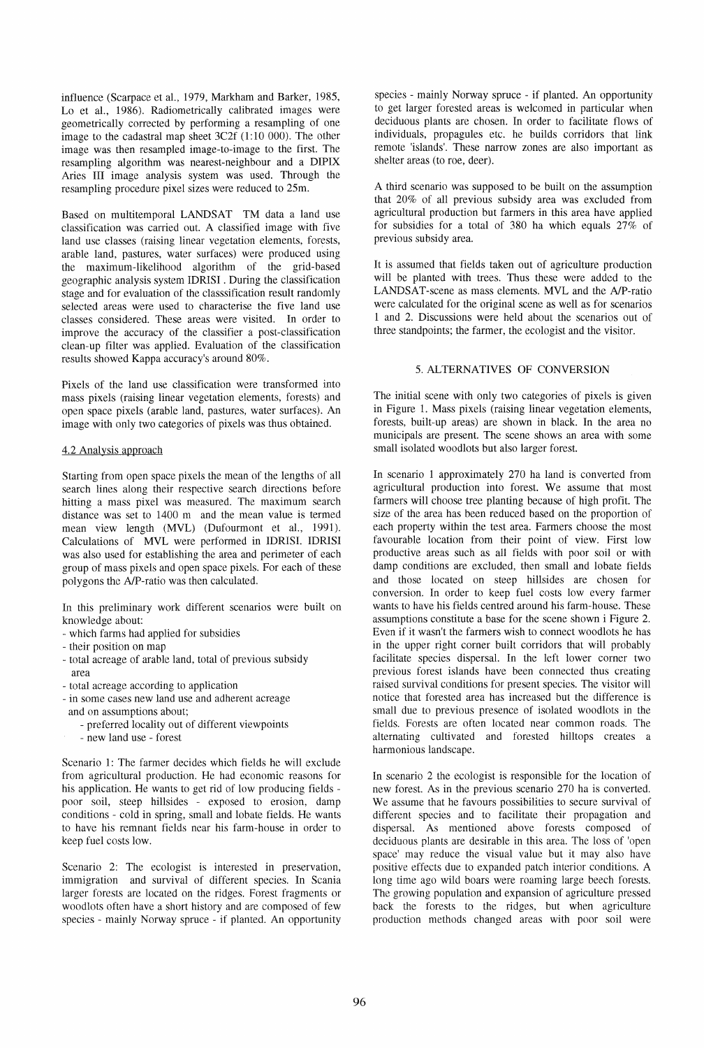influence (Scarpace et al., 1979, Markham and Barker, 1985, Lo et al., 1986). Radiometrically calibrated images were geometrically corrected by performing a resampling of one image to the cadastral map sheet 3C2f (1:10 000). The other image was then resampled image-to-image to the first. The resampling algorithm was nearest-neighbour and a DIPIX Aries III image analysis system was used. Through the resampling procedure pixel sizes were reduced to 25m.

Based on multitemporal LANDSAT TM data a land use classification was carried out. A classified image with five land use classes (raising linear vegetation elements, forests, arable land, pastures, water surfaces) were produced using the maximum-likelihood algorithm of the grid-based geographic analysis system IDRISI . During the classification stage and for evaluation of the classsification result randomly selected areas were used to characterise the five land use classes considered. These areas were visited. In order to improve the accuracy of the classifier a post-classification clean-up filter was applied. Evaluation of the classification results showed Kappa accuracy's around 80%.

Pixels of the land use classification were transformed into mass pixels (raising linear vegetation elements, forests) and open space pixels (arable land, pastures, water surfaces). An image with only two categories of pixels was thus obtained.

### 4.2 Analysis approach

Starting from open space pixels the mean of the lengths of all search lines along their respective search directions before hitting a mass pixel was measured. The maximum search distance was set to 1400 m and the mean value is termed mean view length (MVL) (Dufourmont et al., 1991). Calculations of MVL were performed in IDRISI. IDRISI was also used for establishing the area and perimeter of each group of mass pixels and open space pixels. For each of these polygons the A/P-ratio was then calculated.

In this preliminary work different scenarios were built on knowledge about:

- which farms had applied for subsidies
- their position on map
- total acreage of arable land, total of previous subsidy area
- total acreage according to application
- in some cases new land use and adherent acreage

and on assumptions about;

- preferred locality out of different viewpoints
- new land use - forest

Scenario 1: The farmer decides which fields he will exclude from agricultural production. He had economic reasons for his application. He wants to get rid of low producing fields - poor soil, steep hillsides - exposed to erosion, damp conditions - cold in spring, small and lobate fields. He wants to have his remnant fields near his farm-house in order to keep fuel costs low.

Scenario 2: The ecologist is interested in preservation, immigration and survival of different species. In Scania larger forests are located on the ridges. Forest fragments or woodlots often have a short history and are composed of few species - mainly Norway spruce - if planted. An opportunity to get larger forested areas is welcomed in particular when deciduous plants are chosen. In order to facilitate flows of individuals, propagules etc. he builds corridors that link remote 'islands'. These narrow zones are also important as shelter areas (to roe, deer).

A third scenario was supposed to be built on the assumption that 20% of all previous subsidy area was excluded from agricultural production but farmers in this area have applied for subsidies for a total of 380 ha which equals 27% of previous subsidy area.

It is assumed that fields taken out of agriculture production will be planted with trees. Thus these were added to the LANDSAT-scene as mass elements. MVL and the A/P-ratio were calculated for the original scene as well as for scenarios 1 and 2. Discussions were held about the scenarios out of three standpoints; the farmer, the ecologist and the visitor.

## 5. ALTERNATIVES OF CONVERSION

The initial scene with only two categories of pixels is given in Figure 1. Mass pixels (raising linear vegetation elements, forests, built-up areas) are shown in black. In the area no municipals are present. The scene shows an area with some small isolated woodlots but also larger forest.

In scenario 1 approximately 270 ha land is converted from agricultural production into forest. We assume that most farmers will choose tree planting because of high profit. The size of the area has been reduced based on the proportion of each property within the test area. Farmers choose the most favourable location from their point of view. First low productive areas such as all fields with poor soil or with damp conditions are excluded, then small and lobate fields and those located on steep hillsides are chosen for conversion. In order to keep fuel costs low every farmer wants to have his fields centred around his farm-house. These assumptions constitute a base for the scene shown i Figure 2. Even if it wasn't the farmers wish to connect woodlots he has in the upper right corner built corridors that will probably facilitate species dispersal. In the left lower corner two previous forest islands have been connected thus creating raised survival conditions for present species. The visitor will notice that forested area has increased but the difference is small due to previous presence of isolated woodlots in the fields. Forests are often located near common roads. The alternating cultivated and forested hilltops creates a harmonious landscape.

In scenario 2 the ecologist is responsible for the location of new forest. As in the previous scenario 270 ha is converted. We assume that he favours possibilities to secure survival of different species and to facilitate their propagation and dispersal. As mentioned above forests composed of deciduous plants are desirable in this area. The loss of 'open space' may reduce the visual value but it may also have positive effects due to expanded patch interior conditions. A long time ago wild boars were roaming large beech forests. The growing population and expansion of agriculture pressed back the forests to the ridges, but when agriculture production methods changed areas with poor soil were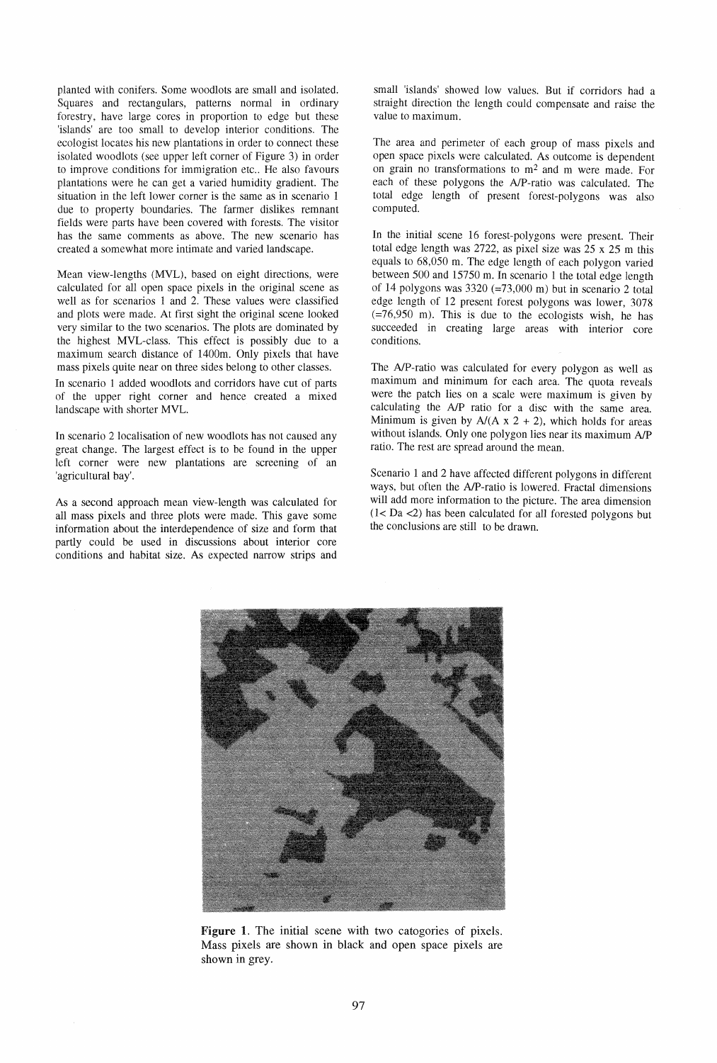planted with conifers. Some woodlots are small and isolated. Squares and rectangulars, patterns normal in ordinary forestry, have large cores in proportion to edge but these 'islands' are too small to develop interior conditions. The ecologist locates his new plantations in order to connect these isolated woodlots (see upper left corner of Figure 3) in order to improve conditions for immigration etc.. He also favours plantations were he can get a varied humidity gradient. The situation in the left lower corner is the same as in scenario 1 due to property boundaries. The farmer dislikes remnant fields were parts have been covered with forests. The visitor has the same comments as above. The new scenario has created a somewhat more intimate and varied landscape.

Mean view-lengths (MVL), based on eight directions, were calculated for all open space pixels in the original scene as well as for scenarios 1 and 2. These values were classified and plots were made. At first sight the original scene looked very similar to the two scenarios. The plots are dominated by the highest MVL-class. This effect is possibly due to a maximum search distance of 1400m. Only pixels that have mass pixels quite near on three sides belong to other classes.

In scenario 1 added woodlots and corridors have cut of parts of the upper right corner and hence created a mixed landscape with shorter MVL.

In scenario 2 localisation of new woodlots has not caused any great change. The largest effect is to be found in the upper left corner were new plantations are screening of an 'agricultural bay'.

As a second approach mean view-length was calculated for all mass pixels and three plots were made. This gave some information about the interdependence of size and form that partly could be used in discussions about interior core conditions and habitat size. As expected narrow strips and small 'islands' showed low values. But if corridors had a straight direction the length could compensate and raise the value to maximum.

The area and perimeter of each group of mass pixels and open space pixels were calculated. As outcome is dependent on grain no transformations to $m^2$ and m were made. For each of these polygons the A/P-ratio was calculated. The total edge length of present forest-polygons was also computed.

In the initial scene 16 forest-polygons were present. Their total edge length was 2722, as pixel size was 25 x 25 m this equals to 68,050 m. The edge length of each polygon varied between 500 and 15750 m. In scenario 1 the total edge length of 14 polygons was 3320 (=73,000 m) but in scenario 2 total edge length of 12 present forest polygons was lower, 3078 (=76,950 m). This is due to the ecologists wish, he has succeeded in creating large areas with interior core conditions.

The A/P-ratio was calculated for every polygon as well as maximum and minimum for each area. The quota reveals were the patch lies on a scale were maximum is given by calculating the A/P ratio for a disc with the same area. Minimum is given by $A/(A \times 2 + 2)$, which holds for areas without islands. Only one polygon lies near its maximum A/P ratio. The rest are spread around the mean.

Scenario 1 and 2 have affected different polygons in different ways, but often the A/P-ratio is lowered. Fractal dimensions will add more information to the picture. The area dimension ($1 < Da < 2$) has been calculated for all forested polygons but the conclusions are still to be drawn.

**Figure 1**. The initial scene with two catogories of pixels. Mass pixels are shown in black and open space pixels are shown in grey.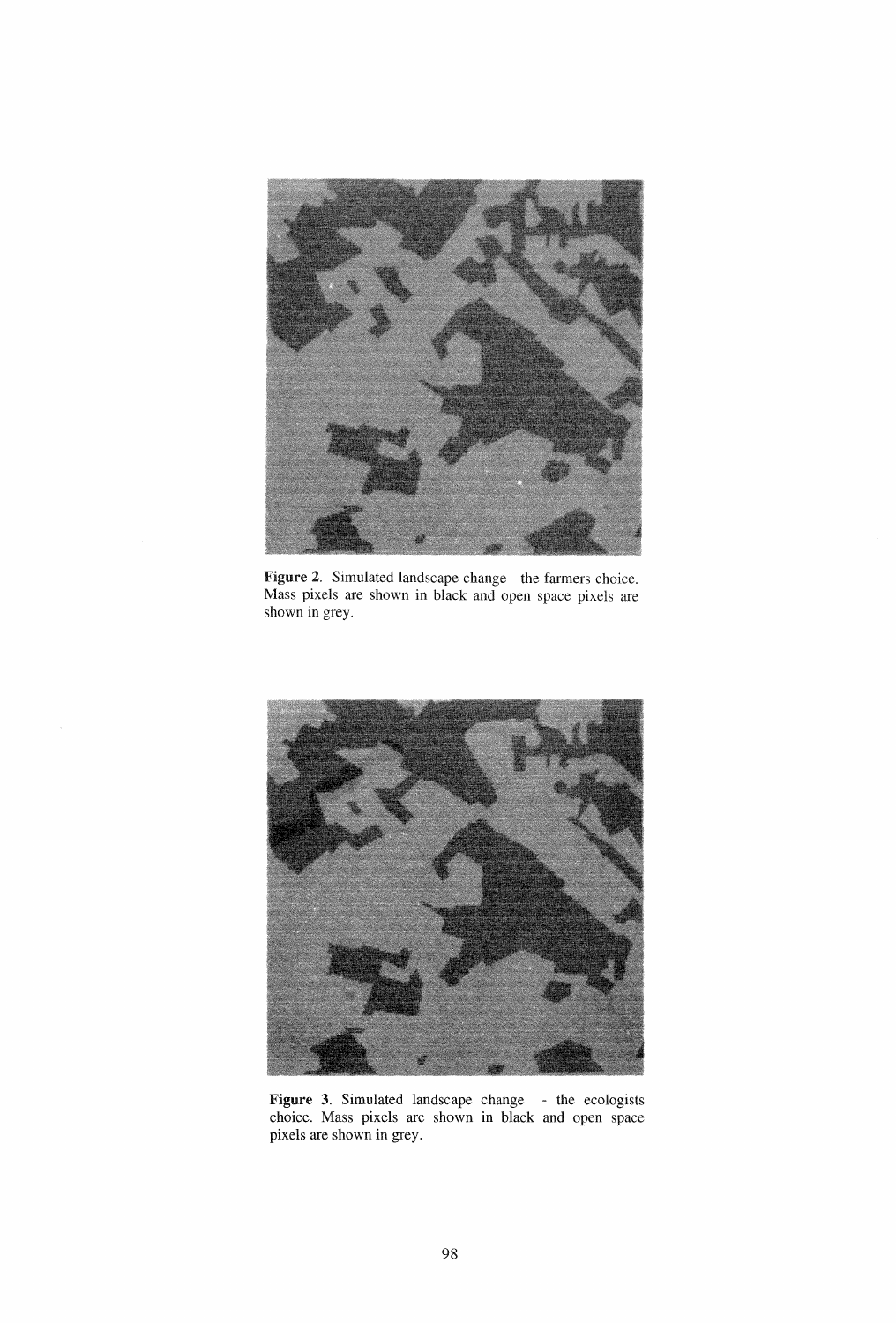**Figure 2.** Simulated landscape change - the farmers choice. Mass pixels are shown in black and open space pixels are shown in grey.

**Figure 3.** Simulated landscape change - the ecologists choice. Mass pixels are shown in black and open space pixels are shown in grey.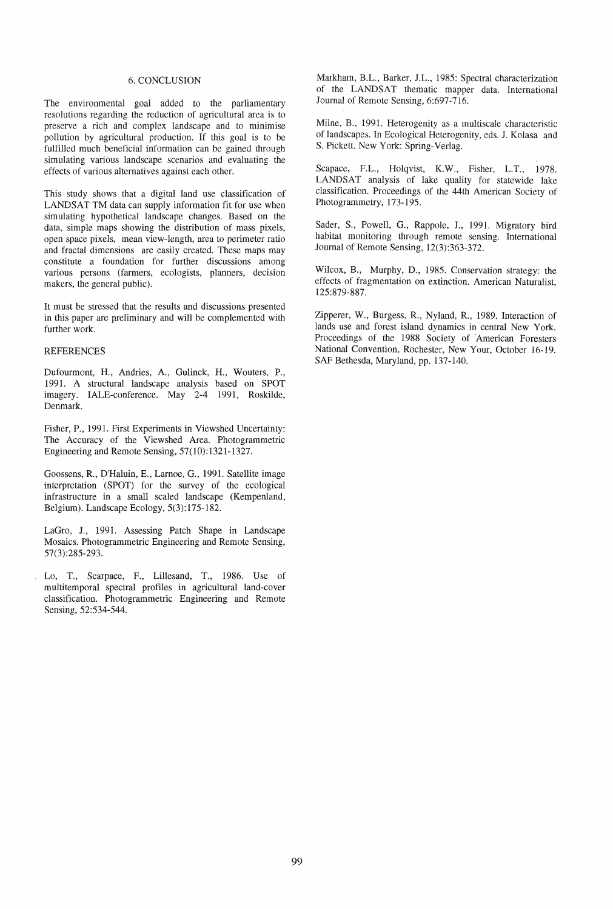## 6. CONCLUSION

The environmental goal added to the parliamentary resolutions regarding the reduction of agricultural area is to preserve a rich and complex landscape and to minimise pollution by agricultural production. If this goal is to be fulfilled much beneficial information can be gained through simulating various landscape scenarios and evaluating the effects of various alternatives against each other.

This study shows that a digital land use classification of LANDSAT TM data can supply information fit for use when simulating hypothetical landscape changes. Based on the data, simple maps showing the distribution of mass pixels, open space pixels, mean view-length, area to perimeter ratio and fractal dimensions are easily created. These maps may constitute a foundation for further discussions among various persons (farmers, ecologists, planners, decision makers, the general public).

It must be stressed that the results and discussions presented in this paper are preliminary and will be complemented with further work.

## REFERENCES

Dufourmont, H., Andries, A., Gulinck, H., Wouters, P., 1991. A structural landscape analysis based on SPOT imagery. IALE-conference. May 2-4 1991, Roskilde, Denmark.

Fisher, P., 1991. First Experiments in Viewshed Uncertainty: The Accuracy of the Viewshed Area. Photogrammetric Engineering and Remote Sensing, 57(10):1321-1327.

Goossens, R., D'Haluin, E., Larnoe, G., 1991. Satellite image interpretation (SPOT) for the survey of the ecological infrastructure in a small scaled landscape (Kempenland, Belgium). Landscape Ecology, 5(3):175-182.

LaGro, J., 1991. Assessing Patch Shape in Landscape Mosaics. Photogrammetric Engineering and Remote Sensing, 57(3):285-293.

Lo, T., Scarpace, F., Lillesand, T., 1986. Use of multitemporal spectral profiles in agricultural land-cover classification. Photogrammetric Engineering and Remote Sensing, 52:534-544.

Markham, B.L., Barker, J.L., 1985: Spectral characterization of the LANDSAT thematic mapper data. International Journal of Remote Sensing, 6:697-716.

Milne, B., 1991. Heterogenity as a multiscale characteristic of landscapes. In Ecological Heterogenity, eds. J. Kolasa and S. Pickett. New York: Spring-Verlag.

Scapace, F.L., Holqvist, K.W., Fisher, L.T., 1978. LANDSAT analysis of lake quality for statewide lake classification. Proceedings of the 44th American Society of Photogrammetry, 173-195.

Sader, S., Powell, G., Rappole, J., 1991. Migratory bird habitat monitoring through remote sensing. International Journal of Remote Sensing, 12(3):363-372.

Wilcox, B., Murphy, D., 1985. Conservation strategy: the effects of fragmentation on extinction. American Naturalist, 125:879-887.

Zipperer, W., Burgess, R., Nyland, R., 1989. Interaction of lands use and forest island dynamics in central New York. Proceedings of the 1988 Society of American Foresters National Convention, Rochester, New Your, October 16-19. SAF Bethesda, Maryland, pp. 137-140.